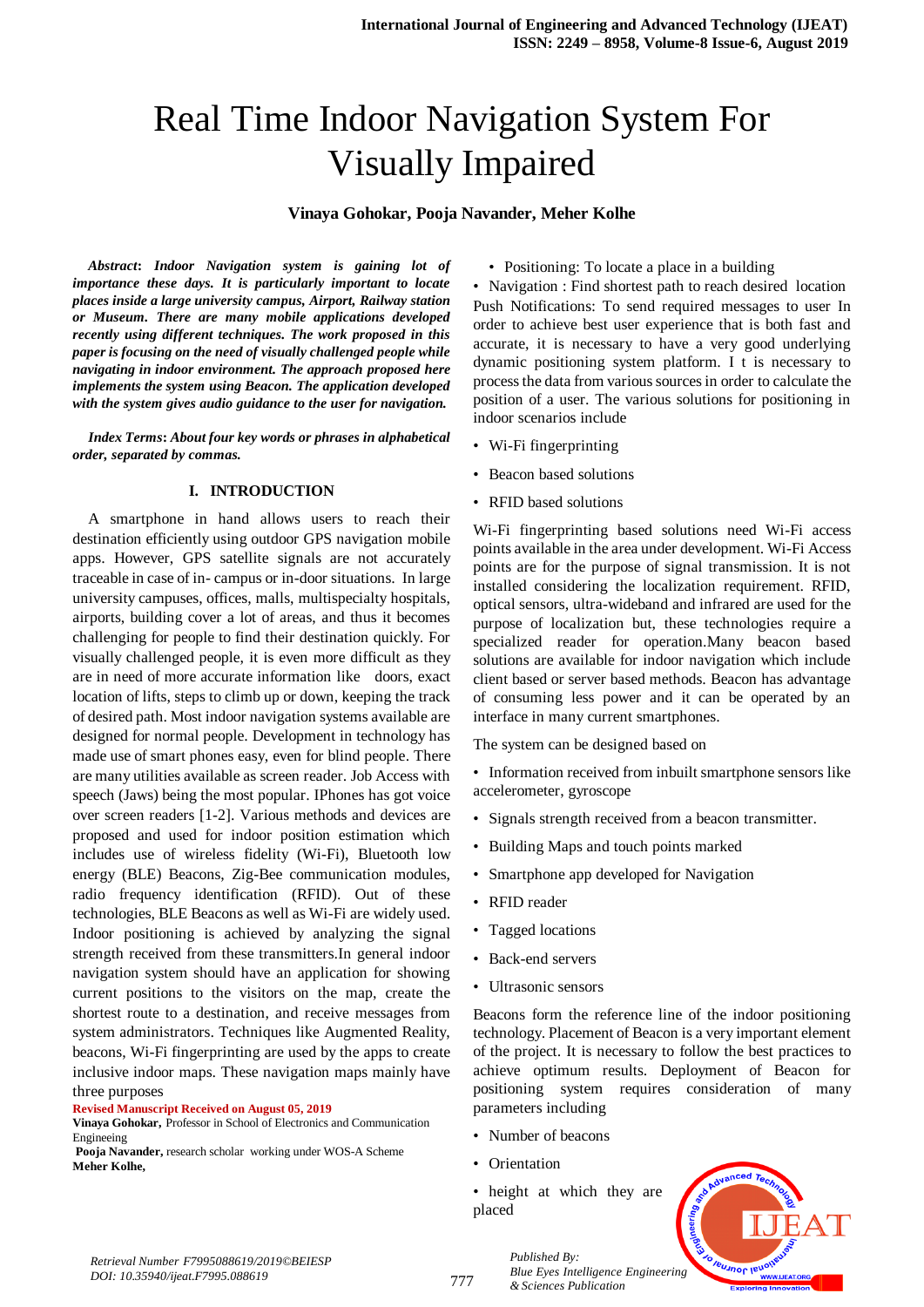# Real Time Indoor Navigation System For Visually Impaired

**Vinaya Gohokar, Pooja Navander, Meher Kolhe**

***Abstract*: *Indoor Navigation system is gaining lot of importance these days. It is particularly important to locate places inside a large university campus, Airport, Railway station or Museum. There are many mobile applications developed recently using different techniques. The work proposed in this paper is focusing on the need of visually challenged people while navigating in indoor environment. The approach proposed here implements the system using Beacon. The application developed with the system gives audio guidance to the user for navigation.***

***Index Terms*: *About four key words or phrases in alphabetical order, separated by commas.***

## I. INTRODUCTION

A smartphone in hand allows users to reach their destination efficiently using outdoor GPS navigation mobile apps. However, GPS satellite signals are not accurately traceable in case of in- campus or in-door situations. In large university campuses, offices, malls, multispecialty hospitals, airports, building cover a lot of areas, and thus it becomes challenging for people to find their destination quickly. For visually challenged people, it is even more difficult as they are in need of more accurate information like doors, exact location of lifts, steps to climb up or down, keeping the track of desired path. Most indoor navigation systems available are designed for normal people. Development in technology has made use of smart phones easy, even for blind people. There are many utilities available as screen reader. Job Access with speech (Jaws) being the most popular. IPhones has got voice over screen readers [1-2]. Various methods and devices are proposed and used for indoor position estimation which includes use of wireless fidelity (Wi-Fi), Bluetooth low energy (BLE) Beacons, Zig-Bee communication modules, radio frequency identification (RFID). Out of these technologies, BLE Beacons as well as Wi-Fi are widely used. Indoor positioning is achieved by analyzing the signal strength received from these transmitters.In general indoor navigation system should have an application for showing current positions to the visitors on the map, create the shortest route to a destination, and receive messages from system administrators. Techniques like Augmented Reality, beacons, Wi-Fi fingerprinting are used by the apps to create inclusive indoor maps. These navigation maps mainly have three purposes

**Revised Manuscript Received on August 05, 2019**

**Vinaya Gohokar,** Professor in School of Electronics and Communication Engineering

**Pooja Navander,** research scholar working under WOS-A Scheme

**Meher Kolhe,**

- Positioning: To locate a place in a building
- Navigation : Find shortest path to reach desired location

Push Notifications: To send required messages to user In order to achieve best user experience that is both fast and accurate, it is necessary to have a very good underlying dynamic positioning system platform. I t is necessary to process the data from various sources in order to calculate the position of a user. The various solutions for positioning in indoor scenarios include

- Wi-Fi fingerprinting
- Beacon based solutions
- RFID based solutions

Wi-Fi fingerprinting based solutions need Wi-Fi access points available in the area under development. Wi-Fi Access points are for the purpose of signal transmission. It is not installed considering the localization requirement. RFID, optical sensors, ultra-wideband and infrared are used for the purpose of localization but, these technologies require a specialized reader for operation.Many beacon based solutions are available for indoor navigation which include client based or server based methods. Beacon has advantage of consuming less power and it can be operated by an interface in many current smartphones.

The system can be designed based on

- Information received from inbuilt smartphone sensors like accelerometer, gyroscope
- Signals strength received from a beacon transmitter.
- Building Maps and touch points marked
- Smartphone app developed for Navigation
- RFID reader
- Tagged locations
- Back-end servers
- Ultrasonic sensors

Beacons form the reference line of the indoor positioning technology. Placement of Beacon is a very important element of the project. It is necessary to follow the best practices to achieve optimum results. Deployment of Beacon for positioning system requires consideration of many parameters including

- Number of beacons
- Orientation
- height at which they are placed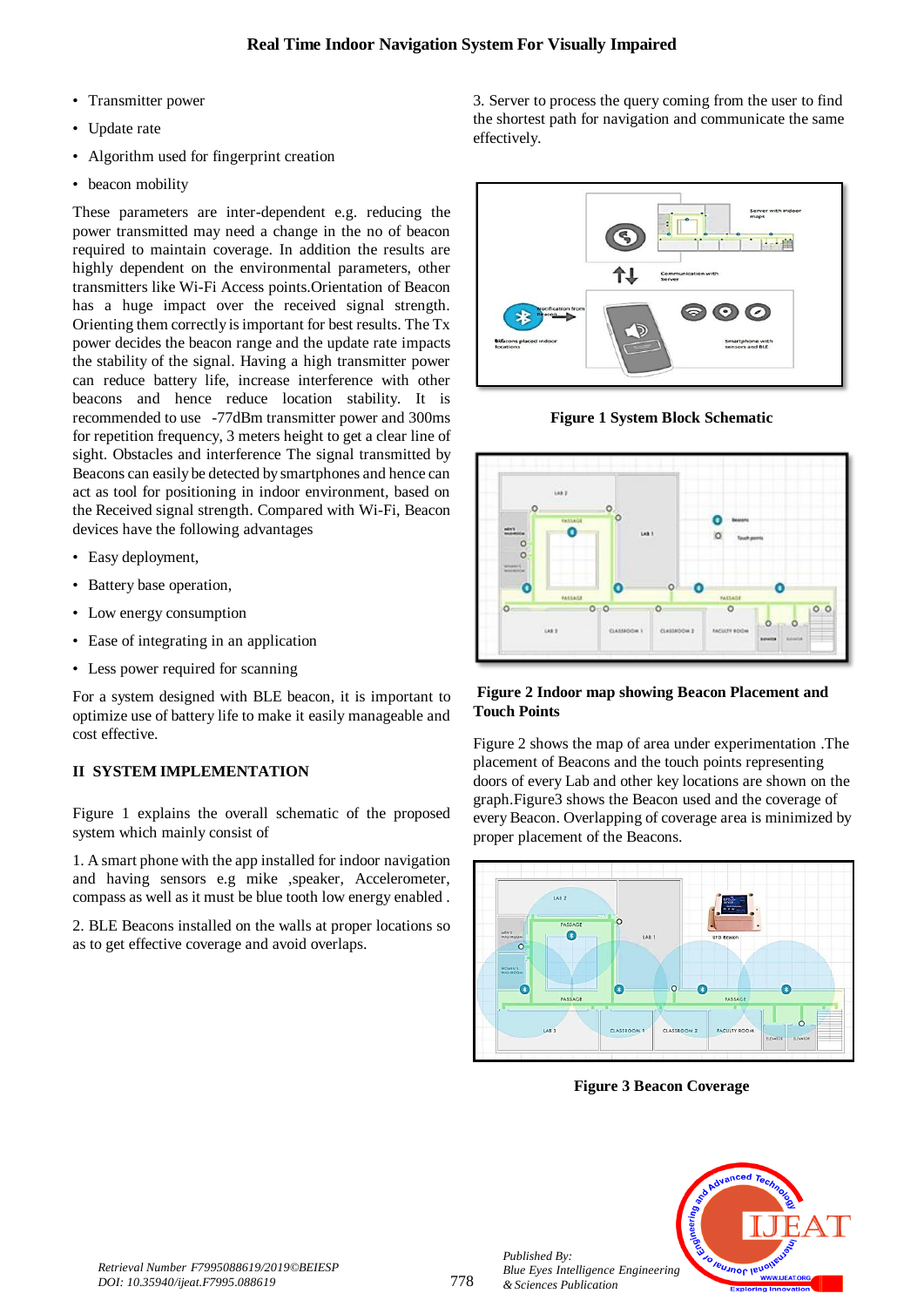- Transmitter power
- Update rate
- Algorithm used for fingerprint creation
- beacon mobility

These parameters are inter-dependent e.g. reducing the power transmitted may need a change in the no of beacon required to maintain coverage. In addition the results are highly dependent on the environmental parameters, other transmitters like Wi-Fi Access points.Orientation of Beacon has a huge impact over the received signal strength. Orienting them correctly is important for best results. The Tx power decides the beacon range and the update rate impacts the stability of the signal. Having a high transmitter power can reduce battery life, increase interference with other beacons and hence reduce location stability. It is recommended to use -77dBm transmitter power and 300ms for repetition frequency, 3 meters height to get a clear line of sight. Obstacles and interference The signal transmitted by Beacons can easily be detected by smartphones and hence can act as tool for positioning in indoor environment, based on the Received signal strength. Compared with Wi-Fi, Beacon devices have the following advantages

- Easy deployment,
- Battery base operation,
- Low energy consumption
- Ease of integrating in an application
- Less power required for scanning

For a system designed with BLE beacon, it is important to optimize use of battery life to make it easily manageable and cost effective.

## II SYSTEM IMPLEMENTATION

Figure 1 explains the overall schematic of the proposed system which mainly consist of

1. A smart phone with the app installed for indoor navigation and having sensors e.g mike ,speaker, Accelerometer, compass as well as it must be blue tooth low energy enabled .

2. BLE Beacons installed on the walls at proper locations so as to get effective coverage and avoid overlaps.

3. Server to process the query coming from the user to find the shortest path for navigation and communicate the same effectively.

**Figure 1 System Block Schematic**

**Figure 2 Indoor map showing Beacon Placement and Touch Points**

Figure 2 shows the map of area under experimentation .The placement of Beacons and the touch points representing doors of every Lab and other key locations are shown on the graph.Figure3 shows the Beacon used and the coverage of every Beacon. Overlapping of coverage area is minimized by proper placement of the Beacons.

**Figure 3 Beacon Coverage**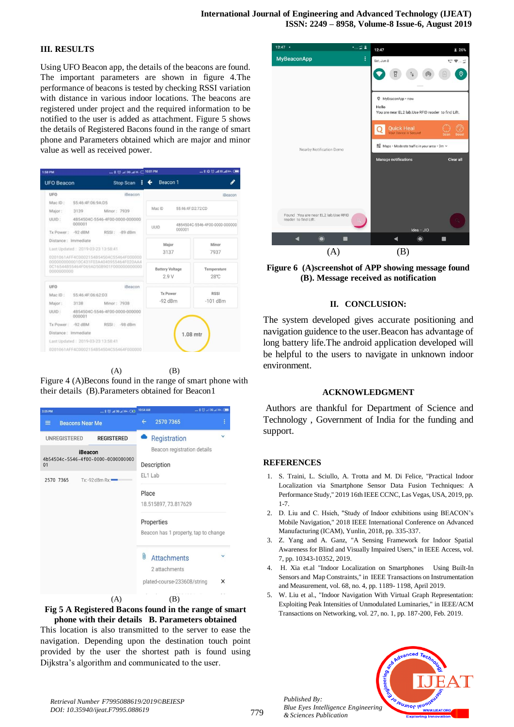## III. RESULTS

Using UFO Beacon app, the details of the beacons are found. The important parameters are shown in figure 4.The performance of beacons is tested by checking RSSI variation with distance in various indoor locations. The beacons are registered under project and the required information to be notified to the user is added as attachment. Figure 5 shows the details of Registered Bacons found in the range of smart phone and Parameters obtained which are major and minor value as well as received power.

(A) (B)

Figure 4 (A)Becons found in the range of smart phone with their details (B).Parameters obtained for Beacon1

(A) (B)

**Fig 5 A Registered Bacons found in the range of smart phone with their details B. Parameters obtained**

This location is also transmitted to the server to ease the navigation. Depending upon the destination touch point provided by the user the shortest path is found using Dijkstra's algorithm and communicated to the user.

(A) (B)

**Figure 6 (A)screenshot of APP showing message found (B). Message received as notification**

## II. CONCLUSION:

The system developed gives accurate positioning and navigation guidence to the user.Beacon has advantage of long battery life.The android application developed will be helpful to the users to navigate in unknown indoor environment.

## ACKNOWLEDGMENT

Authors are thankful for Department of Science and Technology , Government of India for the funding and support.

## REFERENCES

1. S. Traini, L. Sciullo, A. Trotta and M. Di Felice, "Practical Indoor Localization via Smartphone Sensor Data Fusion Techniques: A Performance Study," 2019 16th IEEE CCNC, Las Vegas, USA, 2019, pp. 1-7.
2. D. Liu and C. Hsieh, "Study of Indoor exhibitions using BEACON's Mobile Navigation," 2018 IEEE International Conference on Advanced Manufacturing (ICAM), Yunlin, 2018, pp. 335-337.
3. Z. Yang and A. Ganz, "A Sensing Framework for Indoor Spatial Awareness for Blind and Visually Impaired Users," in IEEE Access, vol. 7, pp. 10343-10352, 2019.
4. H. Xia et.al "Indoor Localization on Smartphones Using Built-In Sensors and Map Constraints," in IEEE Transactions on Instrumentation and Measurement, vol. 68, no. 4, pp. 1189- 1198, April 2019.
5. W. Liu et al., "Indoor Navigation With Virtual Graph Representation: Exploiting Peak Intensities of Unmodulated Luminaries," in IEEE/ACM Transactions on Networking, vol. 27, no. 1, pp. 187-200, Feb. 2019.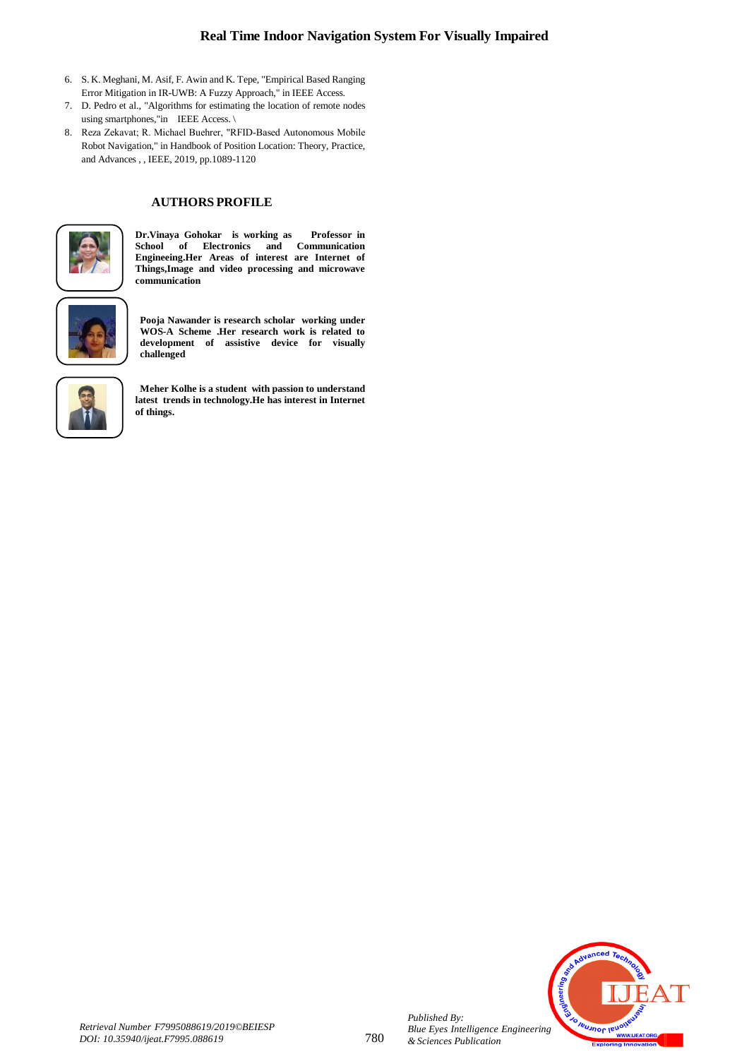6. S. K. Meghani, M. Asif, F. Awin and K. Tepe, "Empirical Based Ranging Error Mitigation in IR-UWB: A Fuzzy Approach," in IEEE Access.
7. D. Pedro et al., "Algorithms for estimating the location of remote nodes using smartphones,"in IEEE Access. \
8. Reza Zekavat; R. Michael Buehrer, "RFID-Based Autonomous Mobile Robot Navigation," in Handbook of Position Location: Theory, Practice, and Advances , , IEEE, 2019, pp.1089-1120

## AUTHORS PROFILE

**Dr.Vinaya Gohokar is working as Professor in School of Electronics and Communication Engineeing.Her Areas of interest are Internet of Things,Image and video processing and microwave communication**

**Pooja Nawander is research scholar working under WOS-A Scheme .Her research work is related to development of assistive device for visually challenged**

**Meher Kolhe is a student with passion to understand latest trends in technology.He has interest in Internet of things.**